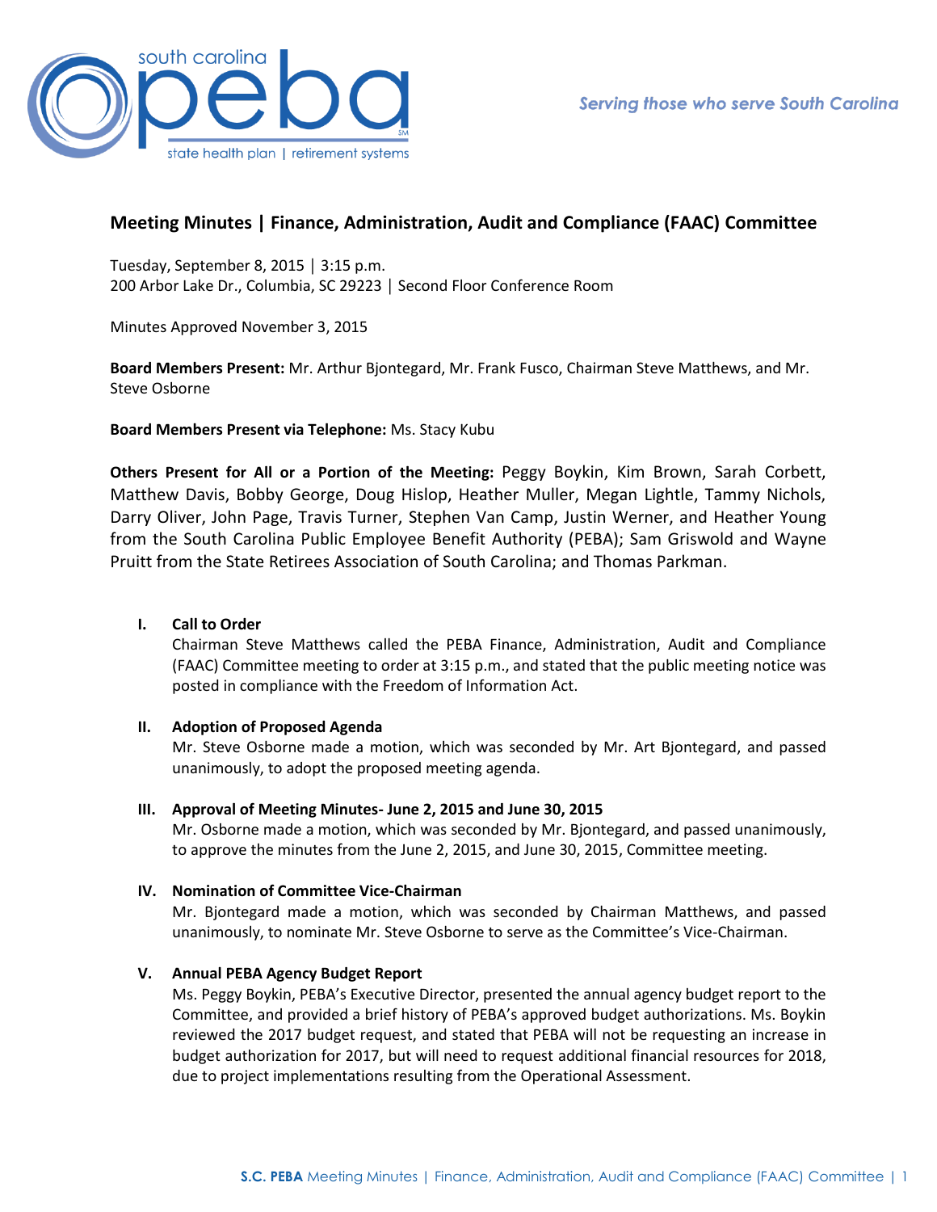# Meeting Minutes | Finance, Administration, Audit and Compliance (FAAC) Committee

Tuesday, September 8, 2015 │ 3:15 p.m.
200 Arbor Lake Dr., Columbia, SC 29223 │ Second Floor Conference Room

Minutes Approved November 3, 2015

**Board Members Present:** Mr. Arthur Bjontegard, Mr. Frank Fusco, Chairman Steve Matthews, and Mr. Steve Osborne

**Board Members Present via Telephone:** Ms. Stacy Kubu

**Others Present for All or a Portion of the Meeting:** Peggy Boykin, Kim Brown, Sarah Corbett, Matthew Davis, Bobby George, Doug Hislop, Heather Muller, Megan Lightle, Tammy Nichols, Darry Oliver, John Page, Travis Turner, Stephen Van Camp, Justin Werner, and Heather Young from the South Carolina Public Employee Benefit Authority (PEBA); Sam Griswold and Wayne Pruitt from the State Retirees Association of South Carolina; and Thomas Parkman.

## I. Call to Order

Chairman Steve Matthews called the PEBA Finance, Administration, Audit and Compliance (FAAC) Committee meeting to order at 3:15 p.m., and stated that the public meeting notice was posted in compliance with the Freedom of Information Act.

## II. Adoption of Proposed Agenda

Mr. Steve Osborne made a motion, which was seconded by Mr. Art Bjontegard, and passed unanimously, to adopt the proposed meeting agenda.

## III. Approval of Meeting Minutes- June 2, 2015 and June 30, 2015

Mr. Osborne made a motion, which was seconded by Mr. Bjontegard, and passed unanimously, to approve the minutes from the June 2, 2015, and June 30, 2015, Committee meeting.

## IV. Nomination of Committee Vice-Chairman

Mr. Bjontegard made a motion, which was seconded by Chairman Matthews, and passed unanimously, to nominate Mr. Steve Osborne to serve as the Committee's Vice-Chairman.

## V. Annual PEBA Agency Budget Report

Ms. Peggy Boykin, PEBA's Executive Director, presented the annual agency budget report to the Committee, and provided a brief history of PEBA's approved budget authorizations. Ms. Boykin reviewed the 2017 budget request, and stated that PEBA will not be requesting an increase in budget authorization for 2017, but will need to request additional financial resources for 2018, due to project implementations resulting from the Operational Assessment.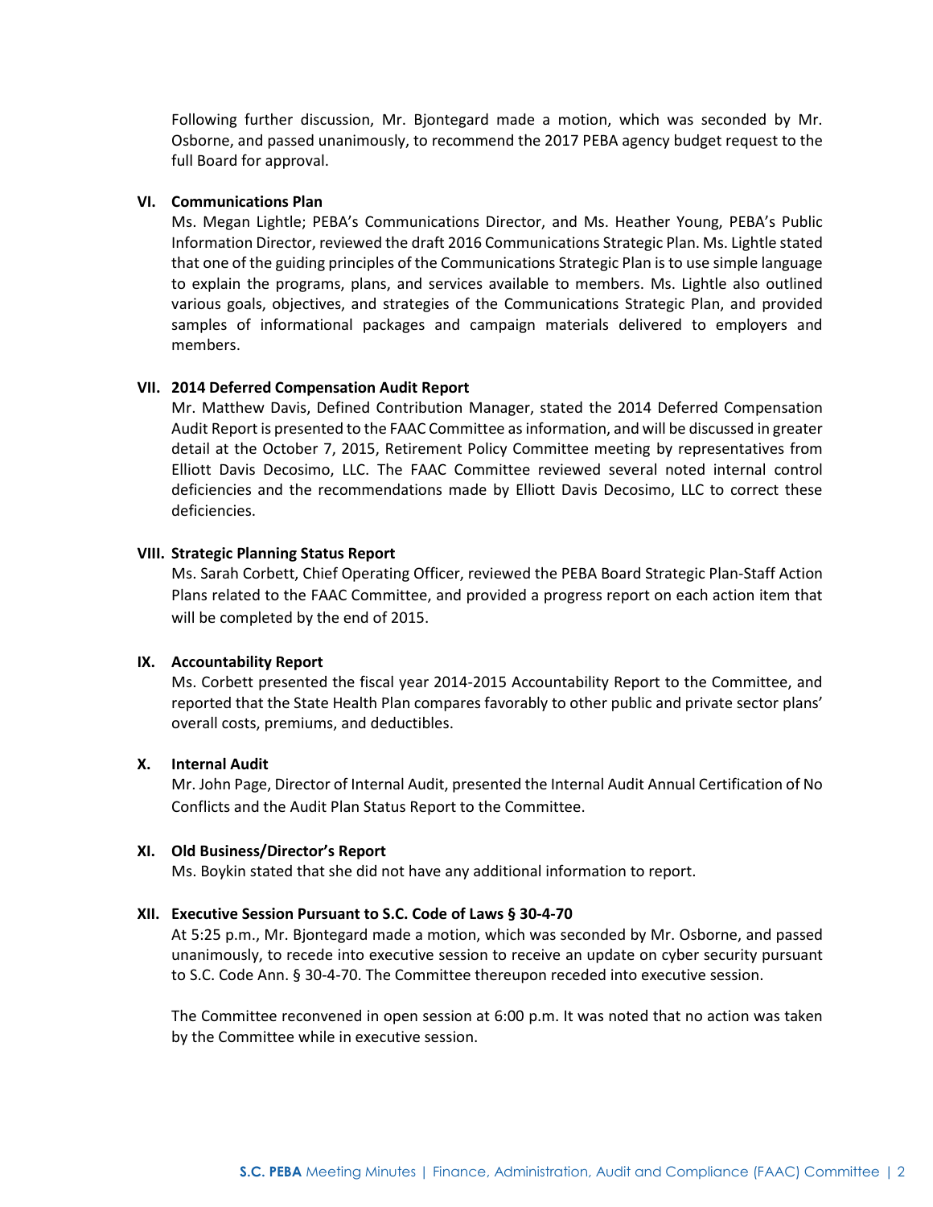Following further discussion, Mr. Bjontegard made a motion, which was seconded by Mr. Osborne, and passed unanimously, to recommend the 2017 PEBA agency budget request to the full Board for approval.

**VI. Communications Plan**

Ms. Megan Lightle; PEBA's Communications Director, and Ms. Heather Young, PEBA's Public Information Director, reviewed the draft 2016 Communications Strategic Plan. Ms. Lightle stated that one of the guiding principles of the Communications Strategic Plan is to use simple language to explain the programs, plans, and services available to members. Ms. Lightle also outlined various goals, objectives, and strategies of the Communications Strategic Plan, and provided samples of informational packages and campaign materials delivered to employers and members.

**VII. 2014 Deferred Compensation Audit Report**

Mr. Matthew Davis, Defined Contribution Manager, stated the 2014 Deferred Compensation Audit Report is presented to the FAAC Committee as information, and will be discussed in greater detail at the October 7, 2015, Retirement Policy Committee meeting by representatives from Elliott Davis Decosimo, LLC. The FAAC Committee reviewed several noted internal control deficiencies and the recommendations made by Elliott Davis Decosimo, LLC to correct these deficiencies.

**VIII. Strategic Planning Status Report**

Ms. Sarah Corbett, Chief Operating Officer, reviewed the PEBA Board Strategic Plan-Staff Action Plans related to the FAAC Committee, and provided a progress report on each action item that will be completed by the end of 2015.

**IX. Accountability Report**

Ms. Corbett presented the fiscal year 2014-2015 Accountability Report to the Committee, and reported that the State Health Plan compares favorably to other public and private sector plans' overall costs, premiums, and deductibles.

**X. Internal Audit**

Mr. John Page, Director of Internal Audit, presented the Internal Audit Annual Certification of No Conflicts and the Audit Plan Status Report to the Committee.

**XI. Old Business/Director's Report**

Ms. Boykin stated that she did not have any additional information to report.

**XII. Executive Session Pursuant to S.C. Code of Laws § 30-4-70**

At 5:25 p.m., Mr. Bjontegard made a motion, which was seconded by Mr. Osborne, and passed unanimously, to recede into executive session to receive an update on cyber security pursuant to S.C. Code Ann. § 30-4-70. The Committee thereupon receded into executive session.

The Committee reconvened in open session at 6:00 p.m. It was noted that no action was taken by the Committee while in executive session.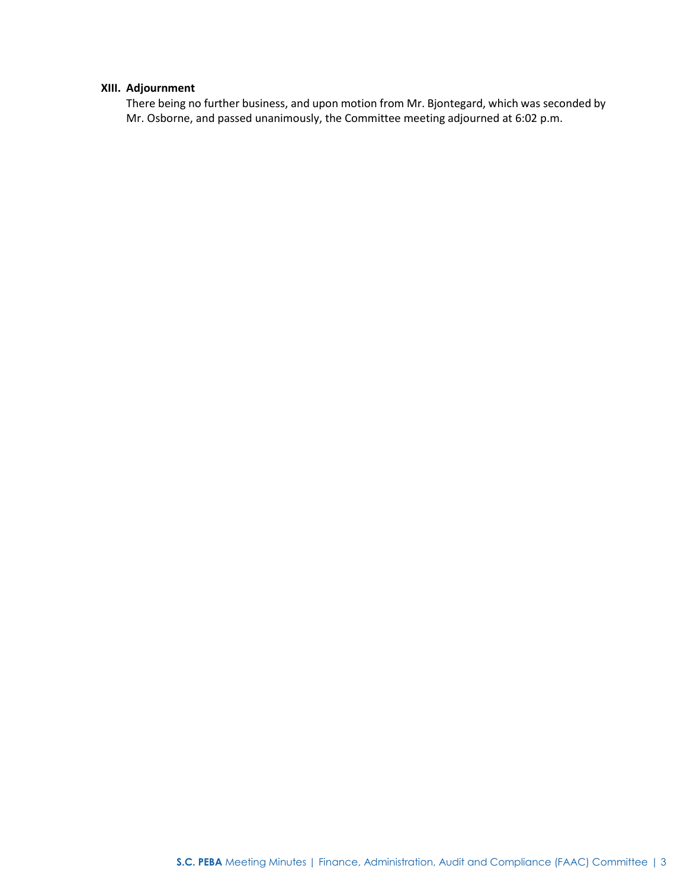### XIII. Adjournment

There being no further business, and upon motion from Mr. Bjontegard, which was seconded by Mr. Osborne, and passed unanimously, the Committee meeting adjourned at 6:02 p.m.